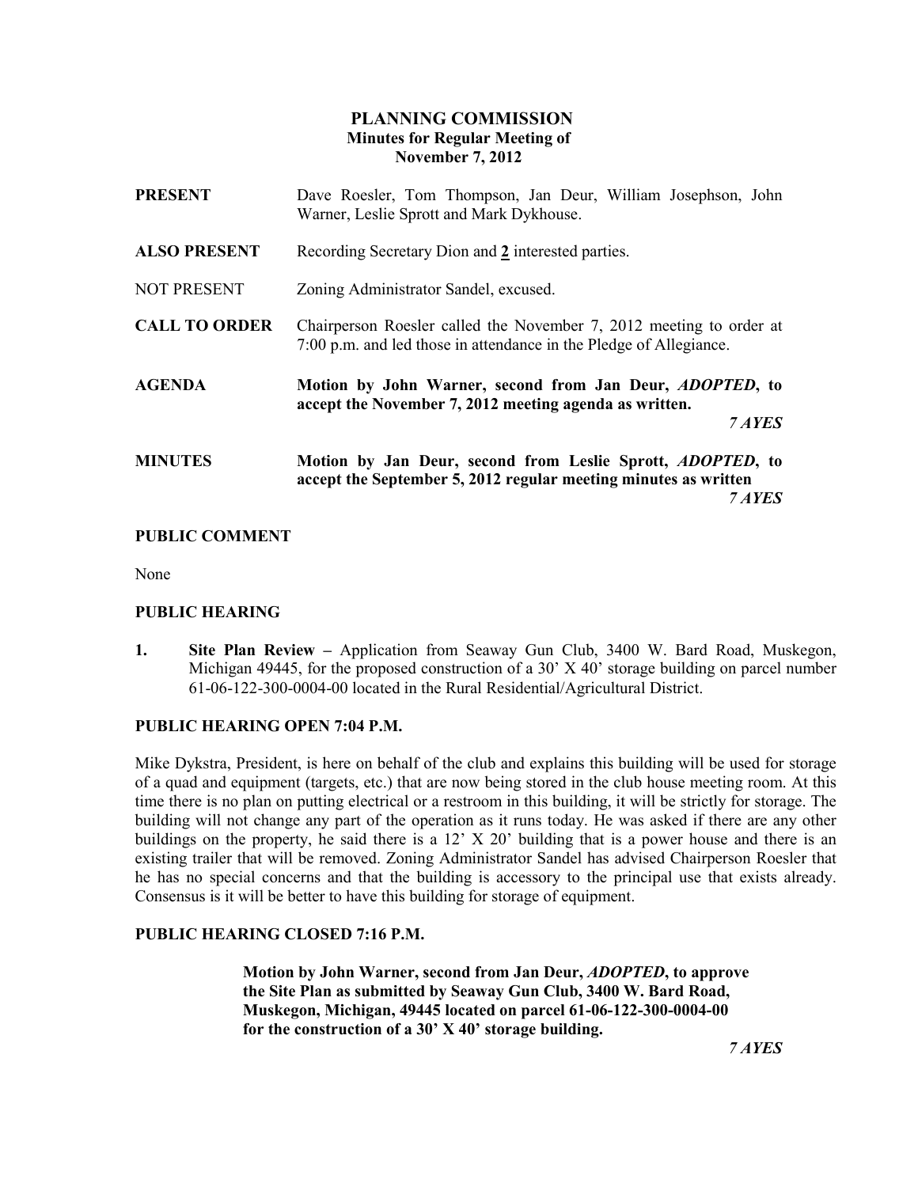# PLANNING COMMISSION
## Minutes for Regular Meeting of
## November 7, 2012

**PRESENT** Dave Roesler, Tom Thompson, Jan Deur, William Josephson, John Warner, Leslie Sprott and Mark Dykhouse.

**ALSO PRESENT** Recording Secretary Dion and **2** interested parties.

NOT PRESENT Zoning Administrator Sandel, excused.

**CALL TO ORDER** Chairperson Roesler called the November 7, 2012 meeting to order at 7:00 p.m. and led those in attendance in the Pledge of Allegiance.

**AGENDA** **Motion by John Warner, second from Jan Deur, *ADOPTED*, to accept the November 7, 2012 meeting agenda as written.**

***7 AYES***

**MINUTES** **Motion by Jan Deur, second from Leslie Sprott, *ADOPTED*, to accept the September 5, 2012 regular meeting minutes as written**

***7 AYES***

## PUBLIC COMMENT

None

## PUBLIC HEARING

1. **Site Plan Review –** Application from Seaway Gun Club, 3400 W. Bard Road, Muskegon, Michigan 49445, for the proposed construction of a 30' X 40' storage building on parcel number 61-06-122-300-0004-00 located in the Rural Residential/Agricultural District.

## PUBLIC HEARING OPEN 7:04 P.M.

Mike Dykstra, President, is here on behalf of the club and explains this building will be used for storage of a quad and equipment (targets, etc.) that are now being stored in the club house meeting room. At this time there is no plan on putting electrical or a restroom in this building, it will be strictly for storage. The building will not change any part of the operation as it runs today. He was asked if there are any other buildings on the property, he said there is a 12' X 20' building that is a power house and there is an existing trailer that will be removed. Zoning Administrator Sandel has advised Chairperson Roesler that he has no special concerns and that the building is accessory to the principal use that exists already. Consensus is it will be better to have this building for storage of equipment.

## PUBLIC HEARING CLOSED 7:16 P.M.

**Motion by John Warner, second from Jan Deur, *ADOPTED*, to approve the Site Plan as submitted by Seaway Gun Club, 3400 W. Bard Road, Muskegon, Michigan, 49445 located on parcel 61-06-122-300-0004-00 for the construction of a 30' X 40' storage building.**

***7 AYES***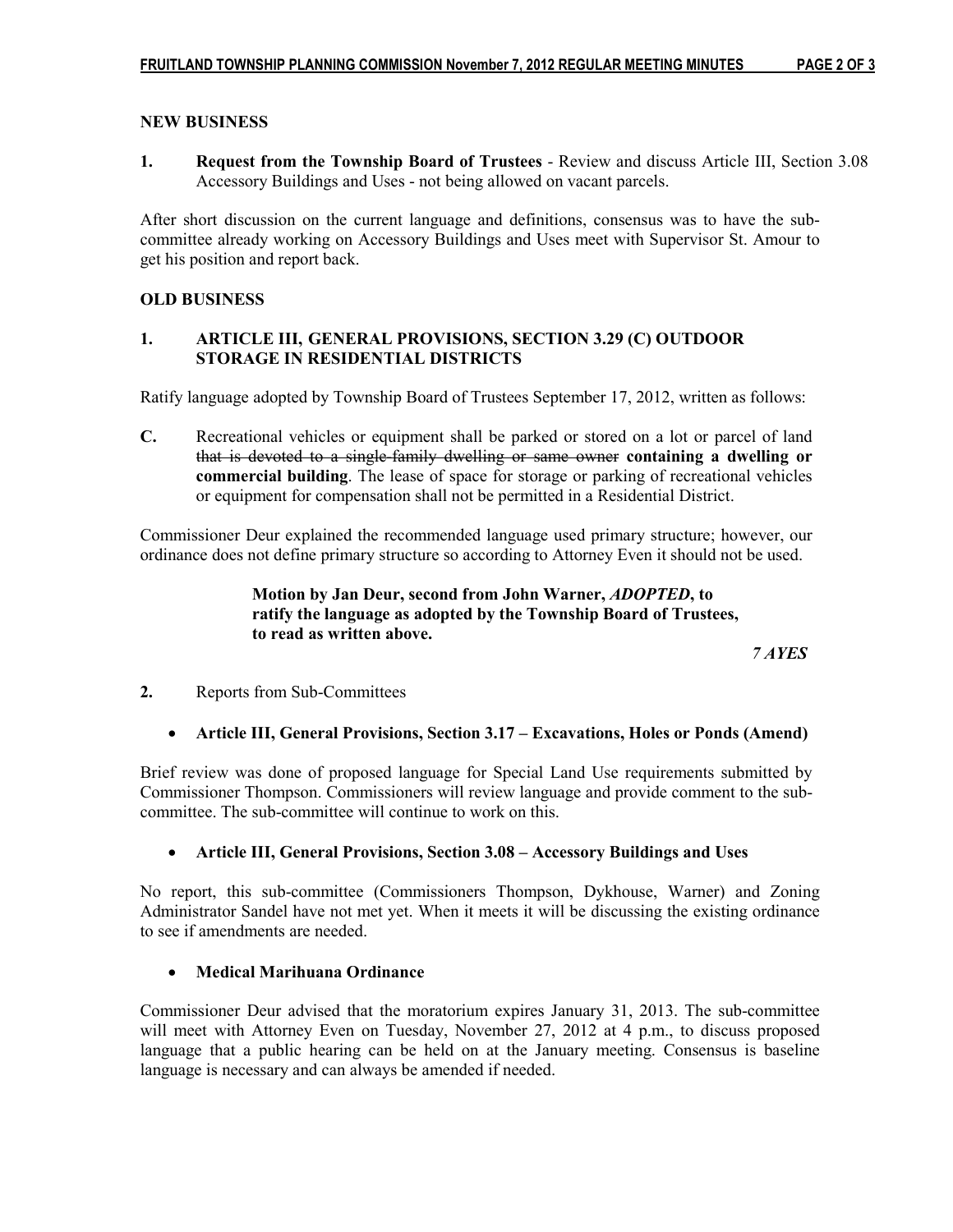## NEW BUSINESS

**1. Request from the Township Board of Trustees** - Review and discuss Article III, Section 3.08 Accessory Buildings and Uses - not being allowed on vacant parcels.

After short discussion on the current language and definitions, consensus was to have the sub-committee already working on Accessory Buildings and Uses meet with Supervisor St. Amour to get his position and report back.

## OLD BUSINESS

### 1. ARTICLE III, GENERAL PROVISIONS, SECTION 3.29 (C) OUTDOOR STORAGE IN RESIDENTIAL DISTRICTS

Ratify language adopted by Township Board of Trustees September 17, 2012, written as follows:

**C.** Recreational vehicles or equipment shall be parked or stored on a lot or parcel of land ~~that is devoted to a single-family dwelling or same owner~~ **containing a dwelling or commercial building**. The lease of space for storage or parking of recreational vehicles or equipment for compensation shall not be permitted in a Residential District.

Commissioner Deur explained the recommended language used primary structure; however, our ordinance does not define primary structure so according to Attorney Even it should not be used.

> **Motion by Jan Deur, second from John Warner, *ADOPTED*, to ratify the language as adopted by the Township Board of Trustees, to read as written above.**
>
> ***7 AYES***

**2.** Reports from Sub-Committees

- **Article III, General Provisions, Section 3.17 – Excavations, Holes or Ponds (Amend)**

Brief review was done of proposed language for Special Land Use requirements submitted by Commissioner Thompson. Commissioners will review language and provide comment to the sub-committee. The sub-committee will continue to work on this.

- **Article III, General Provisions, Section 3.08 – Accessory Buildings and Uses**

No report, this sub-committee (Commissioners Thompson, Dykhouse, Warner) and Zoning Administrator Sandel have not met yet. When it meets it will be discussing the existing ordinance to see if amendments are needed.

- **Medical Marihuana Ordinance**

Commissioner Deur advised that the moratorium expires January 31, 2013. The sub-committee will meet with Attorney Even on Tuesday, November 27, 2012 at 4 p.m., to discuss proposed language that a public hearing can be held on at the January meeting. Consensus is baseline language is necessary and can always be amended if needed.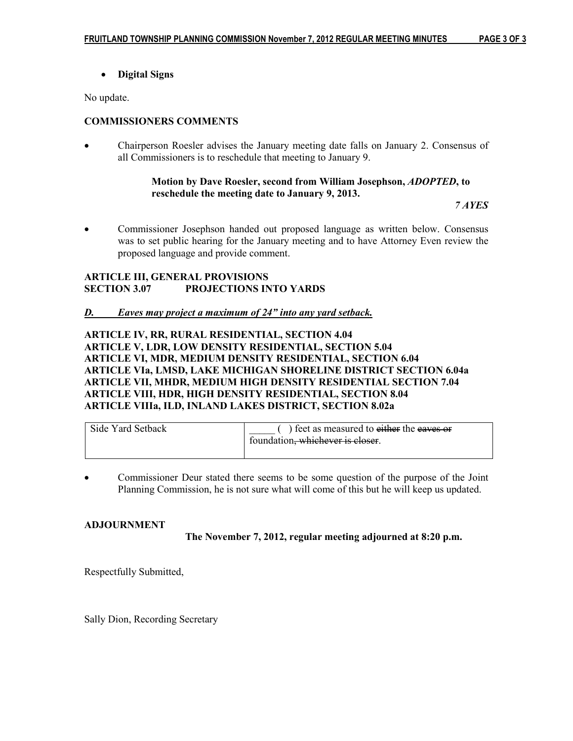- **Digital Signs**

No update.

**COMMISSIONERS COMMENTS**

- Chairperson Roesler advises the January meeting date falls on January 2. Consensus of all Commissioners is to reschedule that meeting to January 9.

  **Motion by Dave Roesler, second from William Josephson, *ADOPTED*, to reschedule the meeting date to January 9, 2013.**

  ***7 AYES***

- Commissioner Josephson handed out proposed language as written below. Consensus was to set public hearing for the January meeting and to have Attorney Even review the proposed language and provide comment.

**ARTICLE III, GENERAL PROVISIONS**
**SECTION 3.07 PROJECTIONS INTO YARDS**

***<u>D. Eaves may project a maximum of 24" into any yard setback.</u>***

**ARTICLE IV, RR, RURAL RESIDENTIAL, SECTION 4.04**
**ARTICLE V, LDR, LOW DENSITY RESIDENTIAL, SECTION 5.04**
**ARTICLE VI, MDR, MEDIUM DENSITY RESIDENTIAL, SECTION 6.04**
**ARTICLE VIa, LMSD, LAKE MICHIGAN SHORELINE DISTRICT SECTION 6.04a**
**ARTICLE VII, MHDR, MEDIUM HIGH DENSITY RESIDENTIAL SECTION 7.04**
**ARTICLE VIII, HDR, HIGH DENSITY RESIDENTIAL, SECTION 8.04**
**ARTICLE VIIIa, ILD, INLAND LAKES DISTRICT, SECTION 8.02a**

| | |
|---|---|
| Side Yard Setback | _____ ( ) feet as measured to ~~either~~ the ~~eaves or~~ foundation~~, whichever is closer~~. |

- Commissioner Deur stated there seems to be some question of the purpose of the Joint Planning Commission, he is not sure what will come of this but he will keep us updated.

**ADJOURNMENT**

**The November 7, 2012, regular meeting adjourned at 8:20 p.m.**

Respectfully Submitted,

Sally Dion, Recording Secretary